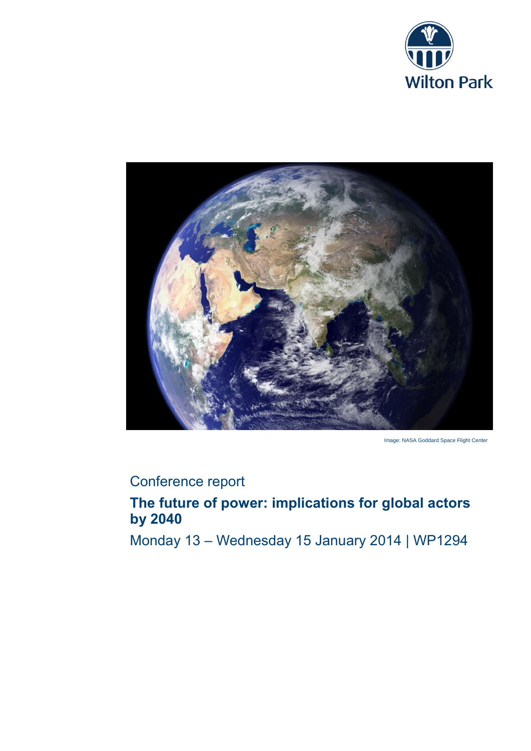Wilton Park

Image: NASA Goddard Space Flight Center

Conference report

# The future of power: implications for global actors by 2040

Monday 13 – Wednesday 15 January 2014 | WP1294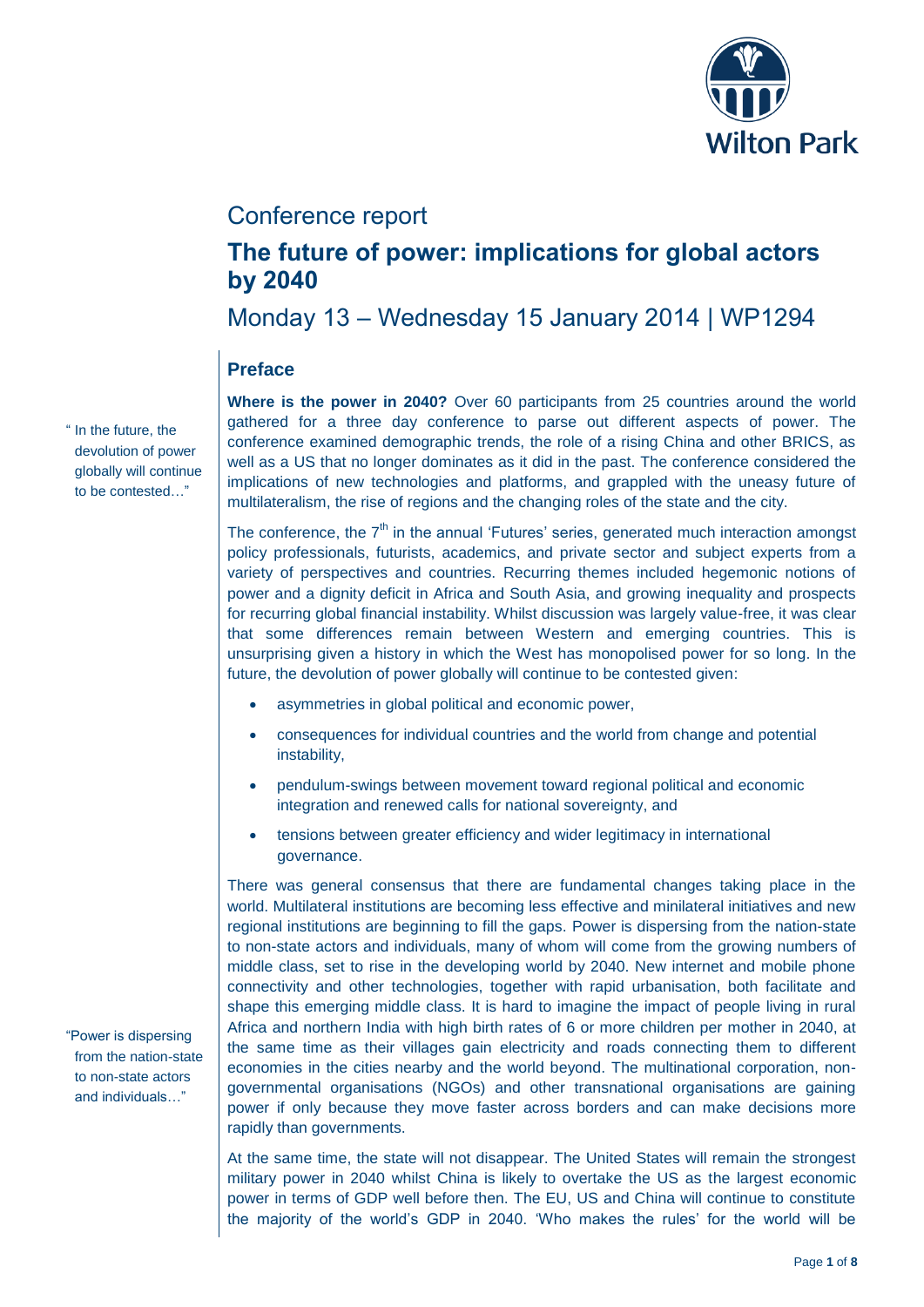# Conference report

## The future of power: implications for global actors by 2040

Monday 13 – Wednesday 15 January 2014 | WP1294

### Preface

> " In the future, the devolution of power globally will continue to be contested…"

**Where is the power in 2040?** Over 60 participants from 25 countries around the world gathered for a three day conference to parse out different aspects of power. The conference examined demographic trends, the role of a rising China and other BRICS, as well as a US that no longer dominates as it did in the past. The conference considered the implications of new technologies and platforms, and grappled with the uneasy future of multilateralism, the rise of regions and the changing roles of the state and the city.

The conference, the 7th in the annual 'Futures' series, generated much interaction amongst policy professionals, futurists, academics, and private sector and subject experts from a variety of perspectives and countries. Recurring themes included hegemonic notions of power and a dignity deficit in Africa and South Asia, and growing inequality and prospects for recurring global financial instability. Whilst discussion was largely value-free, it was clear that some differences remain between Western and emerging countries. This is unsurprising given a history in which the West has monopolised power for so long. In the future, the devolution of power globally will continue to be contested given:

- asymmetries in global political and economic power,
- consequences for individual countries and the world from change and potential instability,
- pendulum-swings between movement toward regional political and economic integration and renewed calls for national sovereignty, and
- tensions between greater efficiency and wider legitimacy in international governance.

There was general consensus that there are fundamental changes taking place in the world. Multilateral institutions are becoming less effective and minilateral initiatives and new regional institutions are beginning to fill the gaps. Power is dispersing from the nation-state to non-state actors and individuals, many of whom will come from the growing numbers of middle class, set to rise in the developing world by 2040. New internet and mobile phone connectivity and other technologies, together with rapid urbanisation, both facilitate and shape this emerging middle class. It is hard to imagine the impact of people living in rural Africa and northern India with high birth rates of 6 or more children per mother in 2040, at the same time as their villages gain electricity and roads connecting them to different economies in the cities nearby and the world beyond. The multinational corporation, non-governmental organisations (NGOs) and other transnational organisations are gaining power if only because they move faster across borders and can make decisions more rapidly than governments.

> "Power is dispersing from the nation-state to non-state actors and individuals…"

At the same time, the state will not disappear. The United States will remain the strongest military power in 2040 whilst China is likely to overtake the US as the largest economic power in terms of GDP well before then. The EU, US and China will continue to constitute the majority of the world's GDP in 2040. 'Who makes the rules' for the world will be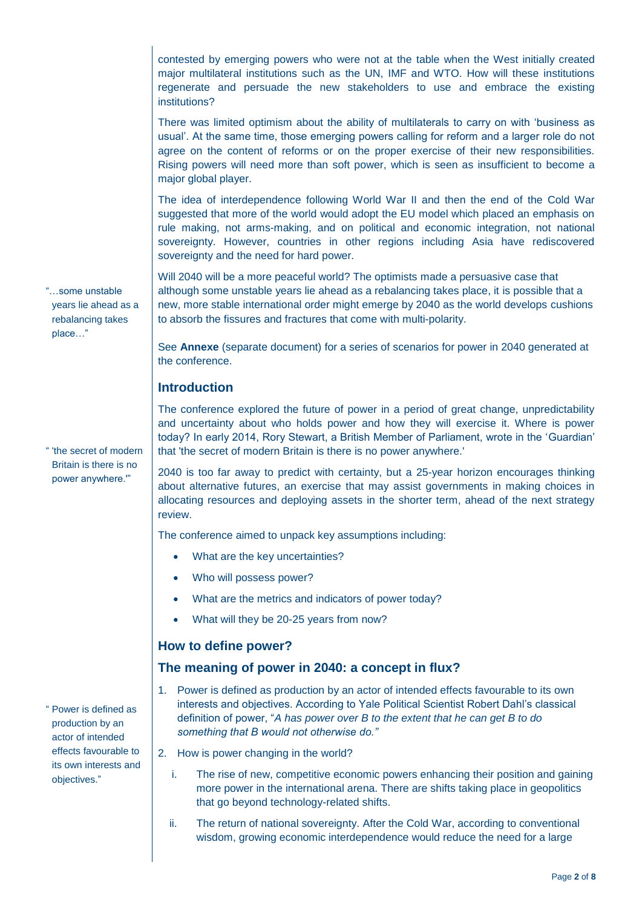contested by emerging powers who were not at the table when the West initially created major multilateral institutions such as the UN, IMF and WTO. How will these institutions regenerate and persuade the new stakeholders to use and embrace the existing institutions?

There was limited optimism about the ability of multilaterals to carry on with 'business as usual'. At the same time, those emerging powers calling for reform and a larger role do not agree on the content of reforms or on the proper exercise of their new responsibilities. Rising powers will need more than soft power, which is seen as insufficient to become a major global player.

The idea of interdependence following World War II and then the end of the Cold War suggested that more of the world would adopt the EU model which placed an emphasis on rule making, not arms-making, and on political and economic integration, not national sovereignty. However, countries in other regions including Asia have rediscovered sovereignty and the need for hard power.

> "…some unstable years lie ahead as a rebalancing takes place…"

Will 2040 will be a more peaceful world? The optimists made a persuasive case that although some unstable years lie ahead as a rebalancing takes place, it is possible that a new, more stable international order might emerge by 2040 as the world develops cushions to absorb the fissures and fractures that come with multi-polarity.

See **Annexe** (separate document) for a series of scenarios for power in 2040 generated at the conference.

## Introduction

The conference explored the future of power in a period of great change, unpredictability and uncertainty about who holds power and how they will exercise it. Where is power today? In early 2014, Rory Stewart, a British Member of Parliament, wrote in the 'Guardian' that 'the secret of modern Britain is there is no power anywhere.'

> "'the secret of modern Britain is there is no power anywhere.'"

2040 is too far away to predict with certainty, but a 25-year horizon encourages thinking about alternative futures, an exercise that may assist governments in making choices in allocating resources and deploying assets in the shorter term, ahead of the next strategy review.

The conference aimed to unpack key assumptions including:

- What are the key uncertainties?
- Who will possess power?
- What are the metrics and indicators of power today?
- What will they be 20-25 years from now?

## How to define power?

## The meaning of power in 2040: a concept in flux?

> "Power is defined as production by an actor of intended effects favourable to its own interests and objectives."

1. Power is defined as production by an actor of intended effects favourable to its own interests and objectives. According to Yale Political Scientist Robert Dahl's classical definition of power, "*A has power over B to the extent that he can get B to do something that B would not otherwise do.*"
2. How is power changing in the world?
   i. The rise of new, competitive economic powers enhancing their position and gaining more power in the international arena. There are shifts taking place in geopolitics that go beyond technology-related shifts.
   ii. The return of national sovereignty. After the Cold War, according to conventional wisdom, growing economic interdependence would reduce the need for a large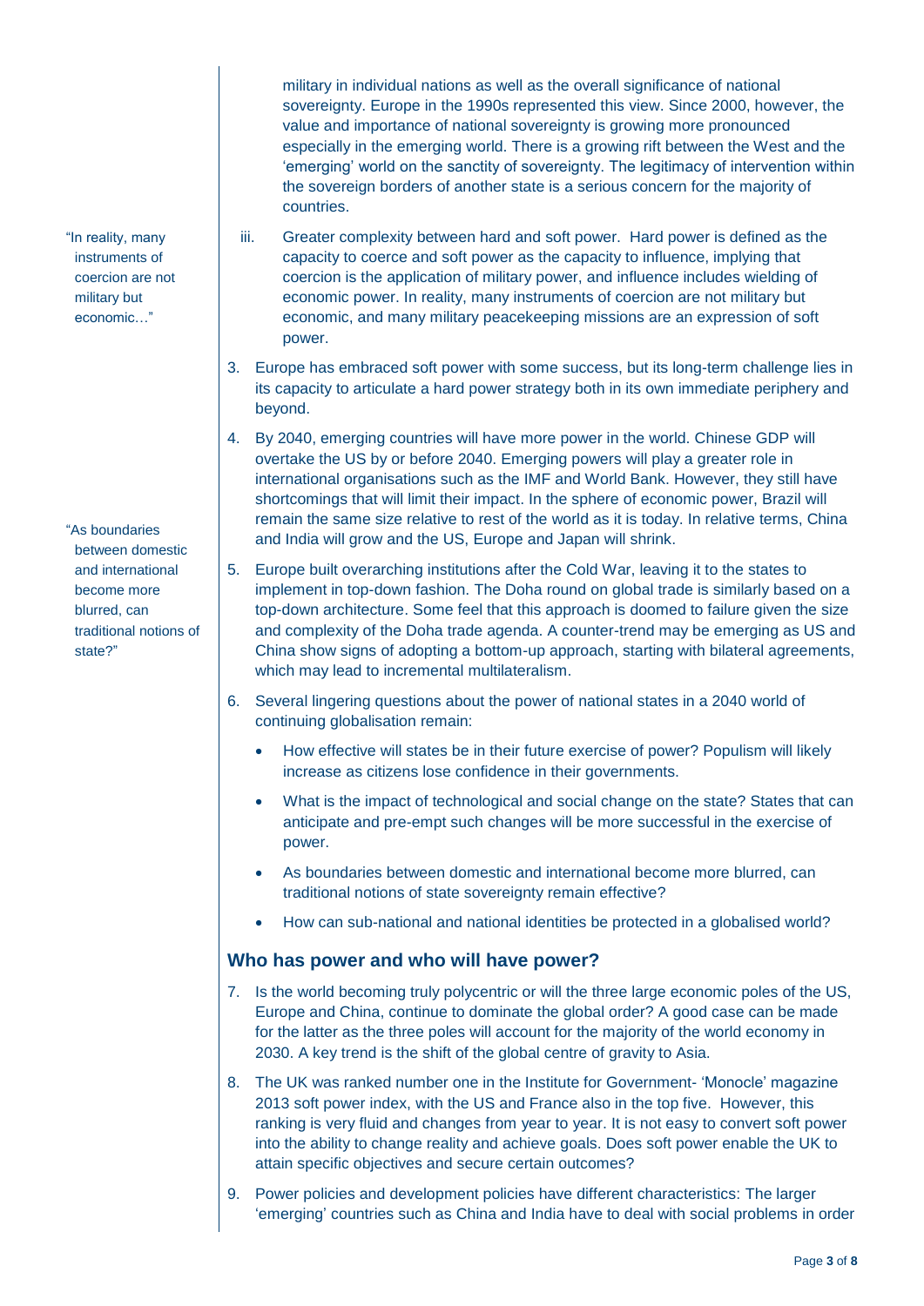military in individual nations as well as the overall significance of national sovereignty. Europe in the 1990s represented this view. Since 2000, however, the value and importance of national sovereignty is growing more pronounced especially in the emerging world. There is a growing rift between the West and the 'emerging' world on the sanctity of sovereignty. The legitimacy of intervention within the sovereign borders of another state is a serious concern for the majority of countries.

> "In reality, many instruments of coercion are not military but economic…"

iii. Greater complexity between hard and soft power. Hard power is defined as the capacity to coerce and soft power as the capacity to influence, implying that coercion is the application of military power, and influence includes wielding of economic power. In reality, many instruments of coercion are not military but economic, and many military peacekeeping missions are an expression of soft power.

3. Europe has embraced soft power with some success, but its long-term challenge lies in its capacity to articulate a hard power strategy both in its own immediate periphery and beyond.

4. By 2040, emerging countries will have more power in the world. Chinese GDP will overtake the US by or before 2040. Emerging powers will play a greater role in international organisations such as the IMF and World Bank. However, they still have shortcomings that will limit their impact. In the sphere of economic power, Brazil will remain the same size relative to rest of the world as it is today. In relative terms, China and India will grow and the US, Europe and Japan will shrink.

> "As boundaries between domestic and international become more blurred, can traditional notions of state?"

5. Europe built overarching institutions after the Cold War, leaving it to the states to implement in top-down fashion. The Doha round on global trade is similarly based on a top-down architecture. Some feel that this approach is doomed to failure given the size and complexity of the Doha trade agenda. A counter-trend may be emerging as US and China show signs of adopting a bottom-up approach, starting with bilateral agreements, which may lead to incremental multilateralism.

6. Several lingering questions about the power of national states in a 2040 world of continuing globalisation remain:
   - How effective will states be in their future exercise of power? Populism will likely increase as citizens lose confidence in their governments.
   - What is the impact of technological and social change on the state? States that can anticipate and pre-empt such changes will be more successful in the exercise of power.
   - As boundaries between domestic and international become more blurred, can traditional notions of state sovereignty remain effective?
   - How can sub-national and national identities be protected in a globalised world?

## Who has power and who will have power?

7. Is the world becoming truly polycentric or will the three large economic poles of the US, Europe and China, continue to dominate the global order? A good case can be made for the latter as the three poles will account for the majority of the world economy in 2030. A key trend is the shift of the global centre of gravity to Asia.

8. The UK was ranked number one in the Institute for Government- 'Monocle' magazine 2013 soft power index, with the US and France also in the top five. However, this ranking is very fluid and changes from year to year. It is not easy to convert soft power into the ability to change reality and achieve goals. Does soft power enable the UK to attain specific objectives and secure certain outcomes?

9. Power policies and development policies have different characteristics: The larger 'emerging' countries such as China and India have to deal with social problems in order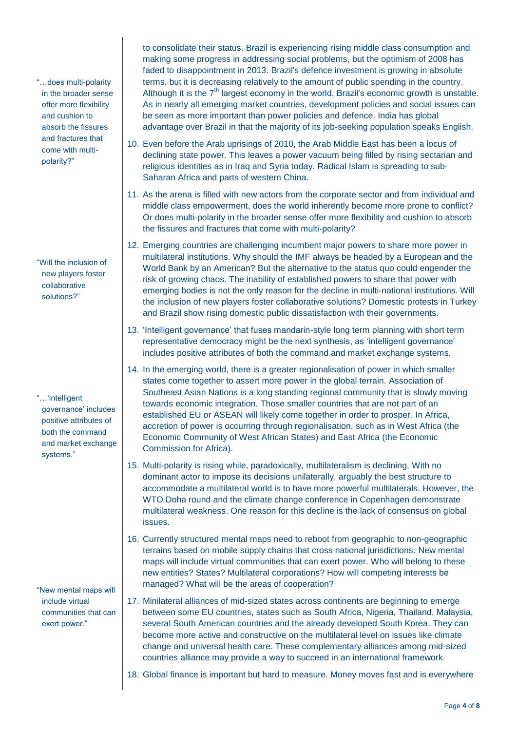to consolidate their status. Brazil is experiencing rising middle class consumption and making some progress in addressing social problems, but the optimism of 2008 has faded to disappointment in 2013. Brazil's defence investment is growing in absolute terms, but it is decreasing relatively to the amount of public spending in the country. Although it is the 7th largest economy in the world, Brazil's economic growth is unstable. As in nearly all emerging market countries, development policies and social issues can be seen as more important than power policies and defence. India has global advantage over Brazil in that the majority of its job-seeking population speaks English.

10. Even before the Arab uprisings of 2010, the Arab Middle East has been a locus of declining state power. This leaves a power vacuum being filled by rising sectarian and religious identities as in Iraq and Syria today. Radical Islam is spreading to sub-Saharan Africa and parts of western China.

> "…does multi-polarity in the broader sense offer more flexibility and cushion to absorb the fissures and fractures that come with multi-polarity?"

11. As the arena is filled with new actors from the corporate sector and from individual and middle class empowerment, does the world inherently become more prone to conflict? Or does multi-polarity in the broader sense offer more flexibility and cushion to absorb the fissures and fractures that come with multi-polarity?

> "Will the inclusion of new players foster collaborative solutions?"

12. Emerging countries are challenging incumbent major powers to share more power in multilateral institutions. Why should the IMF always be headed by a European and the World Bank by an American? But the alternative to the status quo could engender the risk of growing chaos. The inability of established powers to share that power with emerging bodies is not the only reason for the decline in multi-national institutions. Will the inclusion of new players foster collaborative solutions? Domestic protests in Turkey and Brazil show rising domestic public dissatisfaction with their governments.

13. 'Intelligent governance' that fuses mandarin-style long term planning with short term representative democracy might be the next synthesis, as 'intelligent governance' includes positive attributes of both the command and market exchange systems.

> "…'intelligent governance' includes positive attributes of both the command and market exchange systems."

14. In the emerging world, there is a greater regionalisation of power in which smaller states come together to assert more power in the global terrain. Association of Southeast Asian Nations is a long standing regional community that is slowly moving towards economic integration. Those smaller countries that are not part of an established EU or ASEAN will likely come together in order to prosper. In Africa, accretion of power is occurring through regionalisation, such as in West Africa (the Economic Community of West African States) and East Africa (the Economic Commission for Africa).

15. Multi-polarity is rising while, paradoxically, multilateralism is declining. With no dominant actor to impose its decisions unilaterally, arguably the best structure to accommodate a multilateral world is to have more powerful multilaterals. However, the WTO Doha round and the climate change conference in Copenhagen demonstrate multilateral weakness. One reason for this decline is the lack of consensus on global issues.

16. Currently structured mental maps need to reboot from geographic to non-geographic terrains based on mobile supply chains that cross national jurisdictions. New mental maps will include virtual communities that can exert power. Who will belong to these new entities? States? Multilateral corporations? How will competing interests be managed? What will be the areas of cooperation?

> "New mental maps will include virtual communities that can exert power."

17. Minilateral alliances of mid-sized states across continents are beginning to emerge between some EU countries, states such as South Africa, Nigeria, Thailand, Malaysia, several South American countries and the already developed South Korea. They can become more active and constructive on the multilateral level on issues like climate change and universal health care. These complementary alliances among mid-sized countries alliance may provide a way to succeed in an international framework.

18. Global finance is important but hard to measure. Money moves fast and is everywhere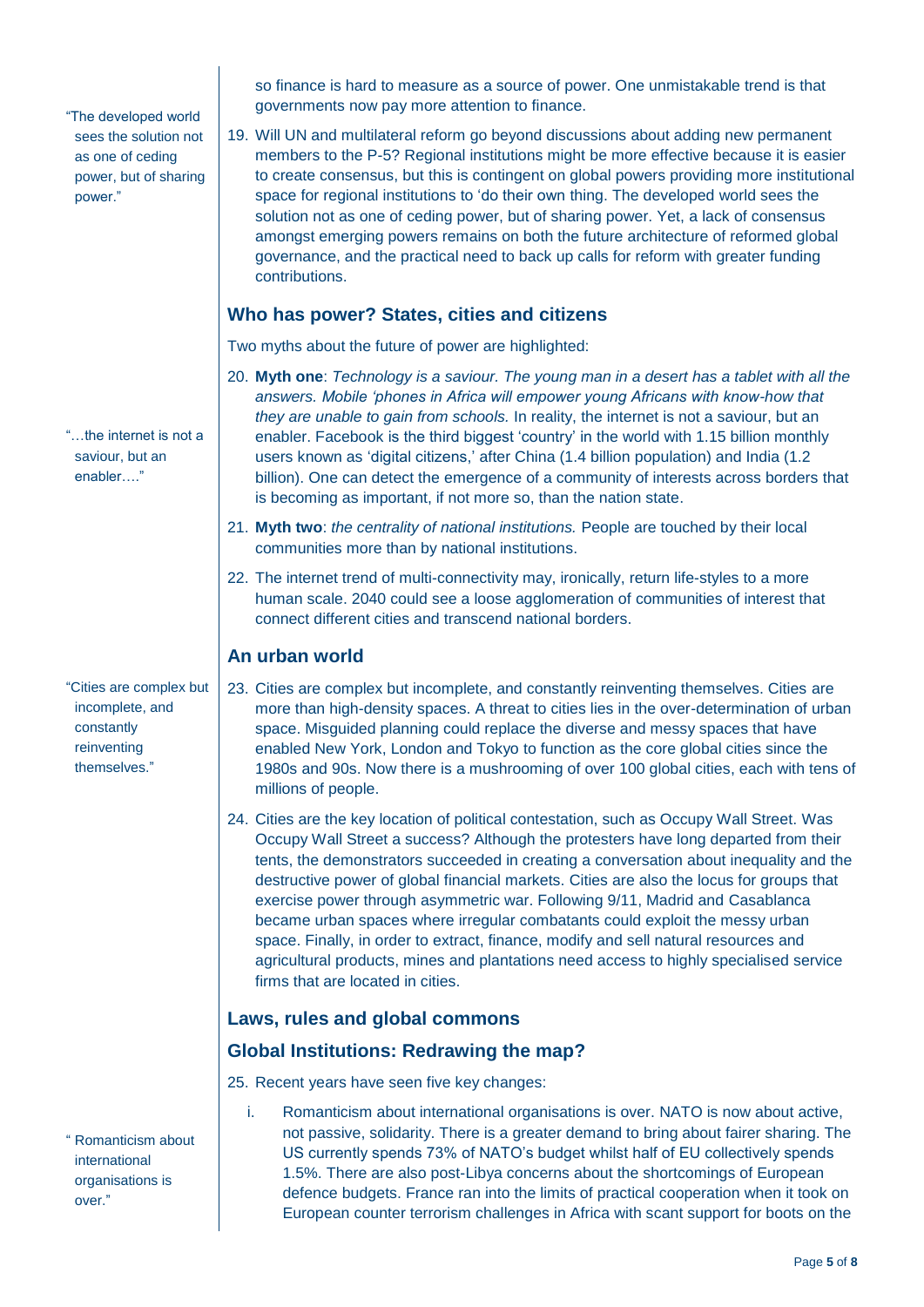so finance is hard to measure as a source of power. One unmistakable trend is that governments now pay more attention to finance.

19. Will UN and multilateral reform go beyond discussions about adding new permanent members to the P-5? Regional institutions might be more effective because it is easier to create consensus, but this is contingent on global powers providing more institutional space for regional institutions to 'do their own thing. The developed world sees the solution not as one of ceding power, but of sharing power. Yet, a lack of consensus amongst emerging powers remains on both the future architecture of reformed global governance, and the practical need to back up calls for reform with greater funding contributions.

"The developed world sees the solution not as one of ceding power, but of sharing power."

## Who has power? States, cities and citizens

Two myths about the future of power are highlighted:

20. **Myth one**: *Technology is a saviour. The young man in a desert has a tablet with all the answers. Mobile 'phones in Africa will empower young Africans with know-how that they are unable to gain from schools.* In reality, the internet is not a saviour, but an enabler. Facebook is the third biggest 'country' in the world with 1.15 billion monthly users known as 'digital citizens,' after China (1.4 billion population) and India (1.2 billion). One can detect the emergence of a community of interests across borders that is becoming as important, if not more so, than the nation state.

"…the internet is not a saviour, but an enabler…."

21. **Myth two**: *the centrality of national institutions.* People are touched by their local communities more than by national institutions.

22. The internet trend of multi-connectivity may, ironically, return life-styles to a more human scale. 2040 could see a loose agglomeration of communities of interest that connect different cities and transcend national borders.

## An urban world

23. Cities are complex but incomplete, and constantly reinventing themselves. Cities are more than high-density spaces. A threat to cities lies in the over-determination of urban space. Misguided planning could replace the diverse and messy spaces that have enabled New York, London and Tokyo to function as the core global cities since the 1980s and 90s. Now there is a mushrooming of over 100 global cities, each with tens of millions of people.

"Cities are complex but incomplete, and constantly reinventing themselves."

24. Cities are the key location of political contestation, such as Occupy Wall Street. Was Occupy Wall Street a success? Although the protesters have long departed from their tents, the demonstrators succeeded in creating a conversation about inequality and the destructive power of global financial markets. Cities are also the locus for groups that exercise power through asymmetric war. Following 9/11, Madrid and Casablanca became urban spaces where irregular combatants could exploit the messy urban space. Finally, in order to extract, finance, modify and sell natural resources and agricultural products, mines and plantations need access to highly specialised service firms that are located in cities.

## Laws, rules and global commons

## Global Institutions: Redrawing the map?

25. Recent years have seen five key changes:

    i. Romanticism about international organisations is over. NATO is now about active, not passive, solidarity. There is a greater demand to bring about fairer sharing. The US currently spends 73% of NATO's budget whilst half of EU collectively spends 1.5%. There are also post-Libya concerns about the shortcomings of European defence budgets. France ran into the limits of practical cooperation when it took on European counter terrorism challenges in Africa with scant support for boots on the

" Romanticism about international organisations is over."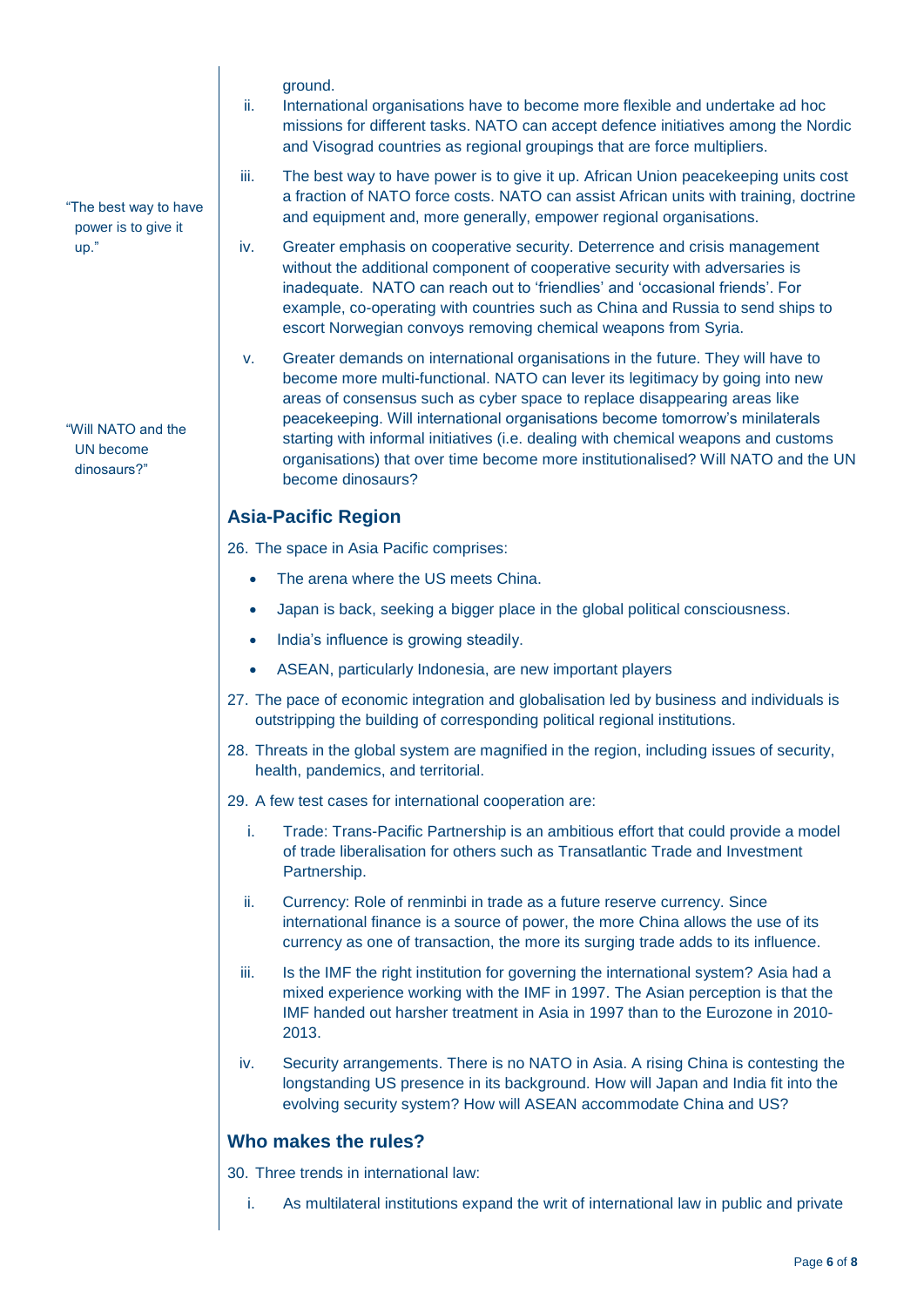ground.

ii. International organisations have to become more flexible and undertake ad hoc missions for different tasks. NATO can accept defence initiatives among the Nordic and Visograd countries as regional groupings that are force multipliers.

iii. The best way to have power is to give it up. African Union peacekeeping units cost a fraction of NATO force costs. NATO can assist African units with training, doctrine and equipment and, more generally, empower regional organisations.

iv. Greater emphasis on cooperative security. Deterrence and crisis management without the additional component of cooperative security with adversaries is inadequate. NATO can reach out to 'friendlies' and 'occasional friends'. For example, co-operating with countries such as China and Russia to send ships to escort Norwegian convoys removing chemical weapons from Syria.

v. Greater demands on international organisations in the future. They will have to become more multi-functional. NATO can lever its legitimacy by going into new areas of consensus such as cyber space to replace disappearing areas like peacekeeping. Will international organisations become tomorrow's minilaterals starting with informal initiatives (i.e. dealing with chemical weapons and customs organisations) that over time become more institutionalised? Will NATO and the UN become dinosaurs?

"The best way to have power is to give it up."

"Will NATO and the UN become dinosaurs?"

## Asia-Pacific Region

26. The space in Asia Pacific comprises:
    - The arena where the US meets China.
    - Japan is back, seeking a bigger place in the global political consciousness.
    - India's influence is growing steadily.
    - ASEAN, particularly Indonesia, are new important players

27. The pace of economic integration and globalisation led by business and individuals is outstripping the building of corresponding political regional institutions.

28. Threats in the global system are magnified in the region, including issues of security, health, pandemics, and territorial.

29. A few test cases for international cooperation are:

    i. Trade: Trans-Pacific Partnership is an ambitious effort that could provide a model of trade liberalisation for others such as Transatlantic Trade and Investment Partnership.

    ii. Currency: Role of renminbi in trade as a future reserve currency. Since international finance is a source of power, the more China allows the use of its currency as one of transaction, the more its surging trade adds to its influence.

    iii. Is the IMF the right institution for governing the international system? Asia had a mixed experience working with the IMF in 1997. The Asian perception is that the IMF handed out harsher treatment in Asia in 1997 than to the Eurozone in 2010-2013.

    iv. Security arrangements. There is no NATO in Asia. A rising China is contesting the longstanding US presence in its background. How will Japan and India fit into the evolving security system? How will ASEAN accommodate China and US?

## Who makes the rules?

30. Three trends in international law:

    i. As multilateral institutions expand the writ of international law in public and private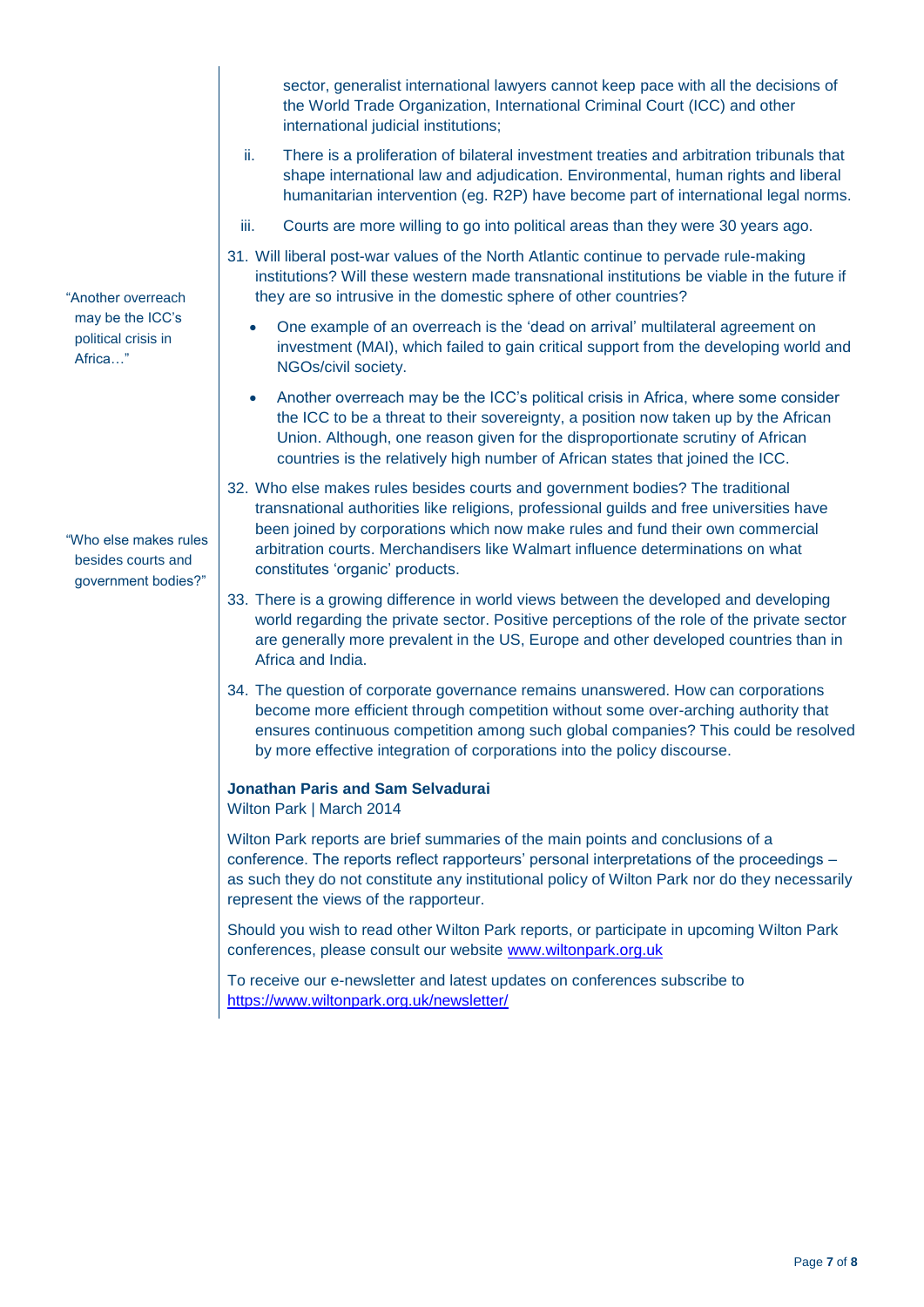sector, generalist international lawyers cannot keep pace with all the decisions of the World Trade Organization, International Criminal Court (ICC) and other international judicial institutions;

ii. There is a proliferation of bilateral investment treaties and arbitration tribunals that shape international law and adjudication. Environmental, human rights and liberal humanitarian intervention (eg. R2P) have become part of international legal norms.

iii. Courts are more willing to go into political areas than they were 30 years ago.

31. Will liberal post-war values of the North Atlantic continue to pervade rule-making institutions? Will these western made transnational institutions be viable in the future if they are so intrusive in the domestic sphere of other countries?

    - One example of an overreach is the 'dead on arrival' multilateral agreement on investment (MAI), which failed to gain critical support from the developing world and NGOs/civil society.
    - Another overreach may be the ICC's political crisis in Africa, where some consider the ICC to be a threat to their sovereignty, a position now taken up by the African Union. Although, one reason given for the disproportionate scrutiny of African countries is the relatively high number of African states that joined the ICC.

"Another overreach may be the ICC's political crisis in Africa…"

32. Who else makes rules besides courts and government bodies? The traditional transnational authorities like religions, professional guilds and free universities have been joined by corporations which now make rules and fund their own commercial arbitration courts. Merchandisers like Walmart influence determinations on what constitutes 'organic' products.

"Who else makes rules besides courts and government bodies?"

33. There is a growing difference in world views between the developed and developing world regarding the private sector. Positive perceptions of the role of the private sector are generally more prevalent in the US, Europe and other developed countries than in Africa and India.

34. The question of corporate governance remains unanswered. How can corporations become more efficient through competition without some over-arching authority that ensures continuous competition among such global companies? This could be resolved by more effective integration of corporations into the policy discourse.

**Jonathan Paris and Sam Selvadurai**
Wilton Park | March 2014

Wilton Park reports are brief summaries of the main points and conclusions of a conference. The reports reflect rapporteurs' personal interpretations of the proceedings – as such they do not constitute any institutional policy of Wilton Park nor do they necessarily represent the views of the rapporteur.

Should you wish to read other Wilton Park reports, or participate in upcoming Wilton Park conferences, please consult our website [www.wiltonpark.org.uk](http://www.wiltonpark.org.uk)

To receive our e-newsletter and latest updates on conferences subscribe to [https://www.wiltonpark.org.uk/newsletter/](https://www.wiltonpark.org.uk/newsletter/)